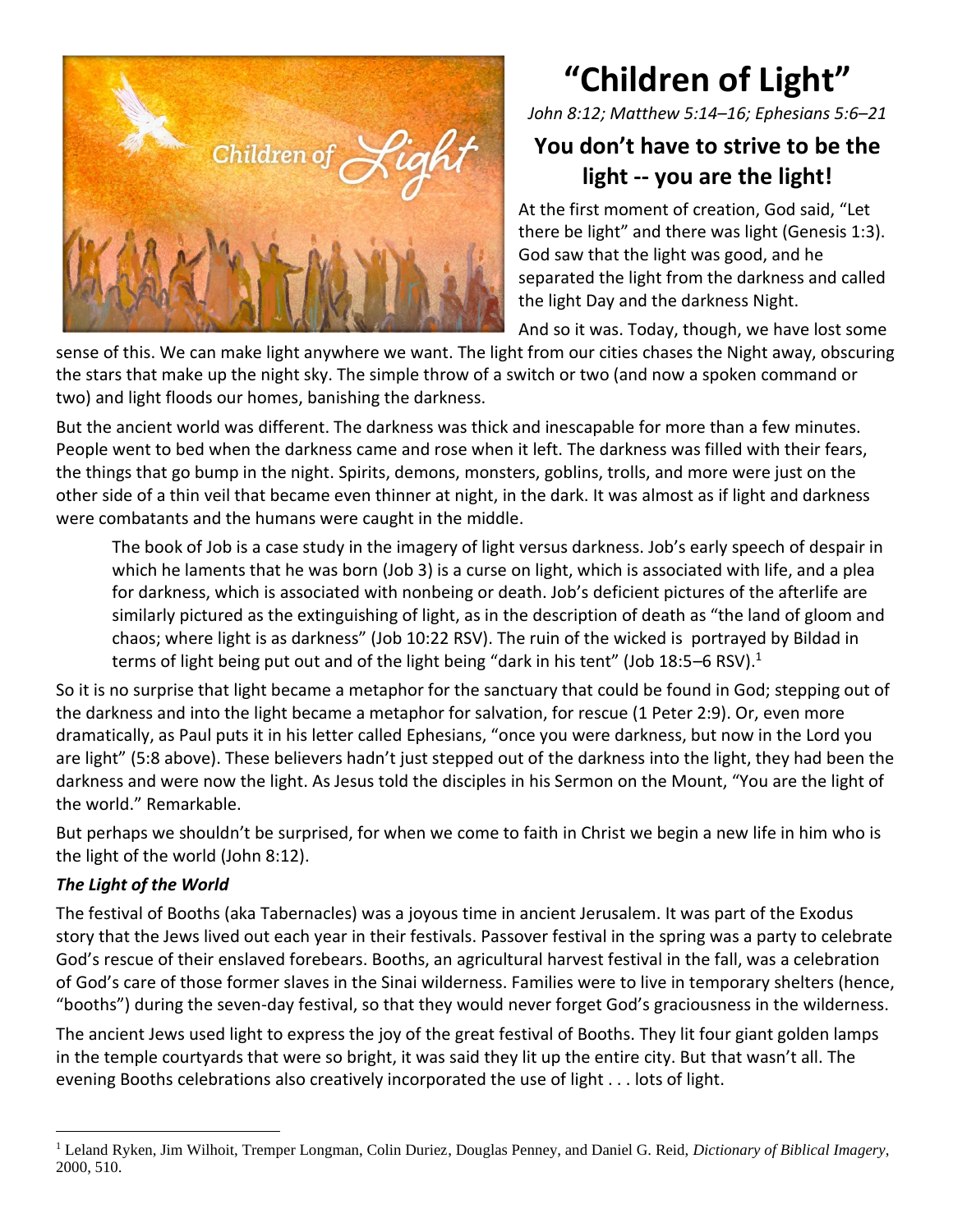# "Children of Light"

*John 8:12; Matthew 5:14–16; Ephesians 5:6–21*

## You don't have to strive to be the light -- you are the light!

At the first moment of creation, God said, "Let there be light" and there was light (Genesis 1:3). God saw that the light was good, and he separated the light from the darkness and called the light Day and the darkness Night.

And so it was. Today, though, we have lost some sense of this. We can make light anywhere we want. The light from our cities chases the Night away, obscuring the stars that make up the night sky. The simple throw of a switch or two (and now a spoken command or two) and light floods our homes, banishing the darkness.

But the ancient world was different. The darkness was thick and inescapable for more than a few minutes. People went to bed when the darkness came and rose when it left. The darkness was filled with their fears, the things that go bump in the night. Spirits, demons, monsters, goblins, trolls, and more were just on the other side of a thin veil that became even thinner at night, in the dark. It was almost as if light and darkness were combatants and the humans were caught in the middle.

> The book of Job is a case study in the imagery of light versus darkness. Job's early speech of despair in which he laments that he was born (Job 3) is a curse on light, which is associated with life, and a plea for darkness, which is associated with nonbeing or death. Job's deficient pictures of the afterlife are similarly pictured as the extinguishing of light, as in the description of death as "the land of gloom and chaos; where light is as darkness" (Job 10:22 RSV). The ruin of the wicked is portrayed by Bildad in terms of light being put out and of the light being "dark in his tent" (Job 18:5–6 RSV).[1]

So it is no surprise that light became a metaphor for the sanctuary that could be found in God; stepping out of the darkness and into the light became a metaphor for salvation, for rescue (1 Peter 2:9). Or, even more dramatically, as Paul puts it in his letter called Ephesians, "once you were darkness, but now in the Lord you are light" (5:8 above). These believers hadn't just stepped out of the darkness into the light, they had been the darkness and were now the light. As Jesus told the disciples in his Sermon on the Mount, "You are the light of the world." Remarkable.

But perhaps we shouldn't be surprised, for when we come to faith in Christ we begin a new life in him who is the light of the world (John 8:12).

### *The Light of the World*

The festival of Booths (aka Tabernacles) was a joyous time in ancient Jerusalem. It was part of the Exodus story that the Jews lived out each year in their festivals. Passover festival in the spring was a party to celebrate God's rescue of their enslaved forebears. Booths, an agricultural harvest festival in the fall, was a celebration of God's care of those former slaves in the Sinai wilderness. Families were to live in temporary shelters (hence, "booths") during the seven-day festival, so that they would never forget God's graciousness in the wilderness.

The ancient Jews used light to express the joy of the great festival of Booths. They lit four giant golden lamps in the temple courtyards that were so bright, it was said they lit up the entire city. But that wasn't all. The evening Booths celebrations also creatively incorporated the use of light . . . lots of light.

---

[1] Leland Ryken, Jim Wilhoit, Tremper Longman, Colin Duriez, Douglas Penney, and Daniel G. Reid, *Dictionary of Biblical Imagery*, 2000, 510.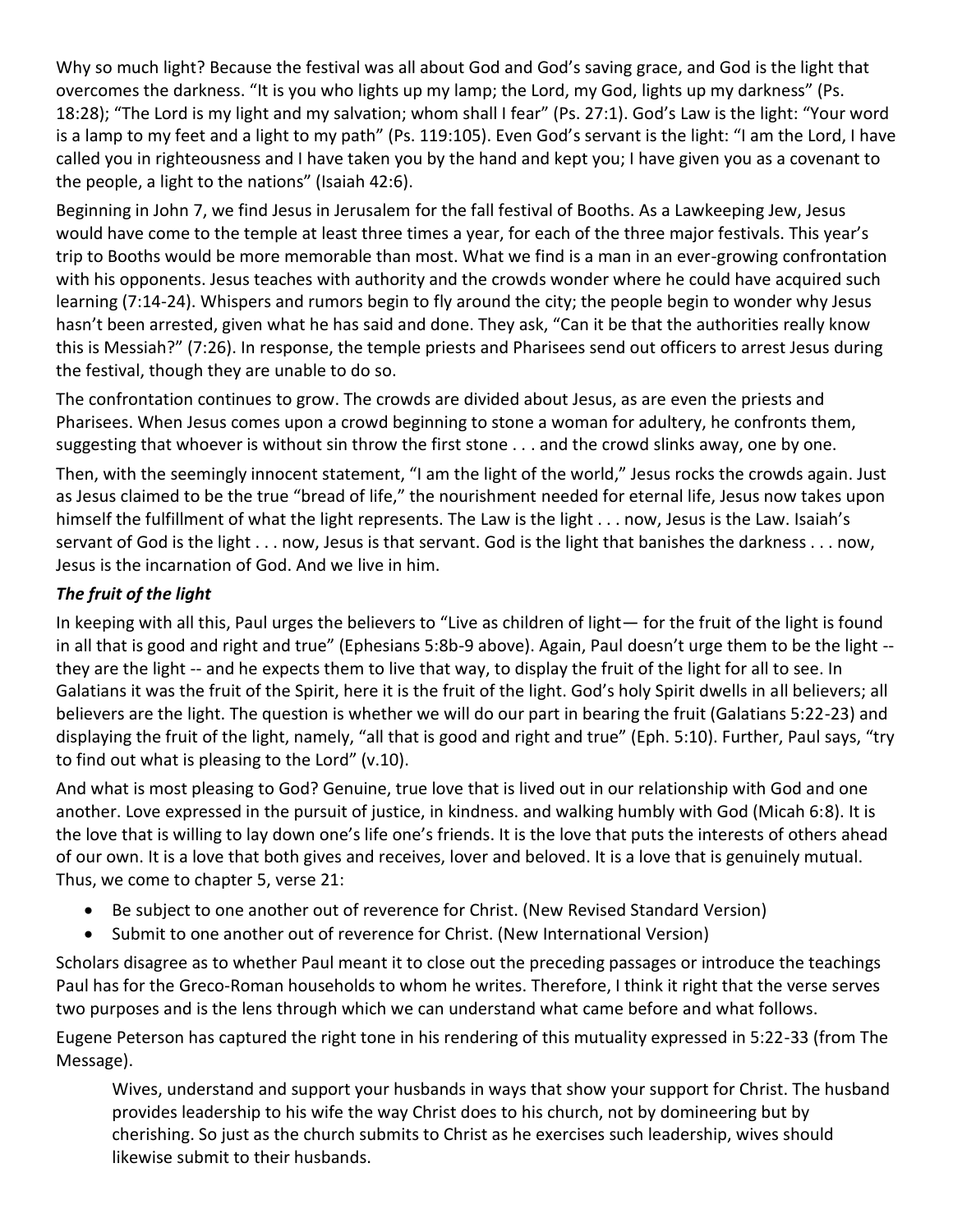Why so much light? Because the festival was all about God and God's saving grace, and God is the light that overcomes the darkness. "It is you who lights up my lamp; the Lord, my God, lights up my darkness" (Ps. 18:28); "The Lord is my light and my salvation; whom shall I fear" (Ps. 27:1). God's Law is the light: "Your word is a lamp to my feet and a light to my path" (Ps. 119:105). Even God's servant is the light: "I am the Lord, I have called you in righteousness and I have taken you by the hand and kept you; I have given you as a covenant to the people, a light to the nations" (Isaiah 42:6).

Beginning in John 7, we find Jesus in Jerusalem for the fall festival of Booths. As a Lawkeeping Jew, Jesus would have come to the temple at least three times a year, for each of the three major festivals. This year's trip to Booths would be more memorable than most. What we find is a man in an ever-growing confrontation with his opponents. Jesus teaches with authority and the crowds wonder where he could have acquired such learning (7:14-24). Whispers and rumors begin to fly around the city; the people begin to wonder why Jesus hasn't been arrested, given what he has said and done. They ask, "Can it be that the authorities really know this is Messiah?" (7:26). In response, the temple priests and Pharisees send out officers to arrest Jesus during the festival, though they are unable to do so.

The confrontation continues to grow. The crowds are divided about Jesus, as are even the priests and Pharisees. When Jesus comes upon a crowd beginning to stone a woman for adultery, he confronts them, suggesting that whoever is without sin throw the first stone . . . and the crowd slinks away, one by one.

Then, with the seemingly innocent statement, "I am the light of the world," Jesus rocks the crowds again. Just as Jesus claimed to be the true "bread of life," the nourishment needed for eternal life, Jesus now takes upon himself the fulfillment of what the light represents. The Law is the light . . . now, Jesus is the Law. Isaiah's servant of God is the light . . . now, Jesus is that servant. God is the light that banishes the darkness . . . now, Jesus is the incarnation of God. And we live in him.

***The fruit of the light***

In keeping with all this, Paul urges the believers to "Live as children of light— for the fruit of the light is found in all that is good and right and true" (Ephesians 5:8b-9 above). Again, Paul doesn't urge them to be the light -- they are the light -- and he expects them to live that way, to display the fruit of the light for all to see. In Galatians it was the fruit of the Spirit, here it is the fruit of the light. God's holy Spirit dwells in all believers; all believers are the light. The question is whether we will do our part in bearing the fruit (Galatians 5:22-23) and displaying the fruit of the light, namely, "all that is good and right and true" (Eph. 5:10). Further, Paul says, "try to find out what is pleasing to the Lord" (v.10).

And what is most pleasing to God? Genuine, true love that is lived out in our relationship with God and one another. Love expressed in the pursuit of justice, in kindness. and walking humbly with God (Micah 6:8). It is the love that is willing to lay down one's life one's friends. It is the love that puts the interests of others ahead of our own. It is a love that both gives and receives, lover and beloved. It is a love that is genuinely mutual. Thus, we come to chapter 5, verse 21:

- Be subject to one another out of reverence for Christ. (New Revised Standard Version)
- Submit to one another out of reverence for Christ. (New International Version)

Scholars disagree as to whether Paul meant it to close out the preceding passages or introduce the teachings Paul has for the Greco-Roman households to whom he writes. Therefore, I think it right that the verse serves two purposes and is the lens through which we can understand what came before and what follows.

Eugene Peterson has captured the right tone in his rendering of this mutuality expressed in 5:22-33 (from The Message).

> Wives, understand and support your husbands in ways that show your support for Christ. The husband provides leadership to his wife the way Christ does to his church, not by domineering but by cherishing. So just as the church submits to Christ as he exercises such leadership, wives should likewise submit to their husbands.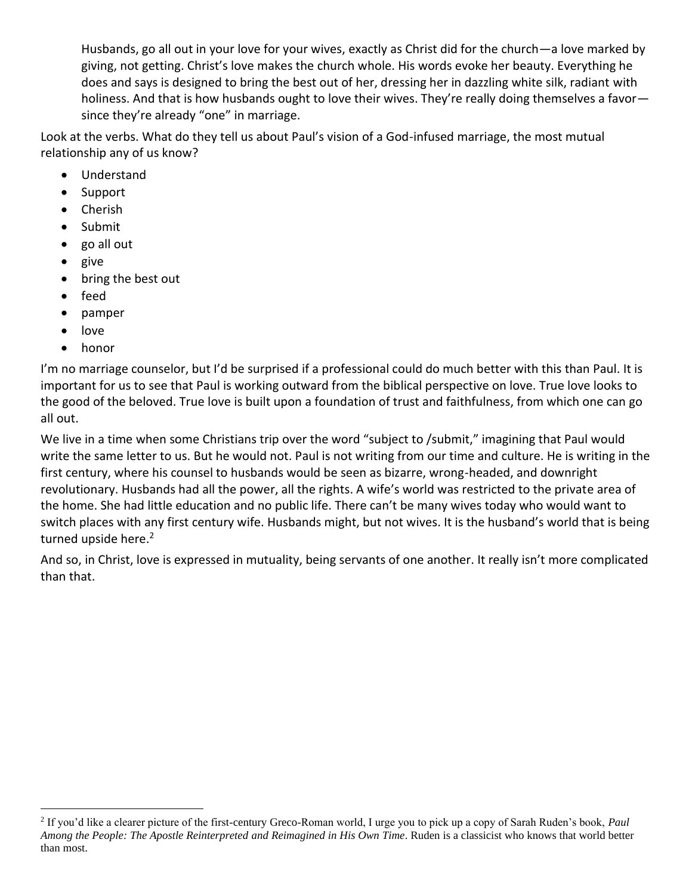> Husbands, go all out in your love for your wives, exactly as Christ did for the church—a love marked by giving, not getting. Christ's love makes the church whole. His words evoke her beauty. Everything he does and says is designed to bring the best out of her, dressing her in dazzling white silk, radiant with holiness. And that is how husbands ought to love their wives. They're really doing themselves a favor—since they're already "one" in marriage.

Look at the verbs. What do they tell us about Paul's vision of a God-infused marriage, the most mutual relationship any of us know?

- Understand
- Support
- Cherish
- Submit
- go all out
- give
- bring the best out
- feed
- pamper
- love
- honor

I'm no marriage counselor, but I'd be surprised if a professional could do much better with this than Paul. It is important for us to see that Paul is working outward from the biblical perspective on love. True love looks to the good of the beloved. True love is built upon a foundation of trust and faithfulness, from which one can go all out.

We live in a time when some Christians trip over the word "subject to /submit," imagining that Paul would write the same letter to us. But he would not. Paul is not writing from our time and culture. He is writing in the first century, where his counsel to husbands would be seen as bizarre, wrong-headed, and downright revolutionary. Husbands had all the power, all the rights. A wife's world was restricted to the private area of the home. She had little education and no public life. There can't be many wives today who would want to switch places with any first century wife. Husbands might, but not wives. It is the husband's world that is being turned upside here.[2]

And so, in Christ, love is expressed in mutuality, being servants of one another. It really isn't more complicated than that.

---

[2] If you'd like a clearer picture of the first-century Greco-Roman world, I urge you to pick up a copy of Sarah Ruden's book, *Paul Among the People: The Apostle Reinterpreted and Reimagined in His Own Time*. Ruden is a classicist who knows that world better than most.